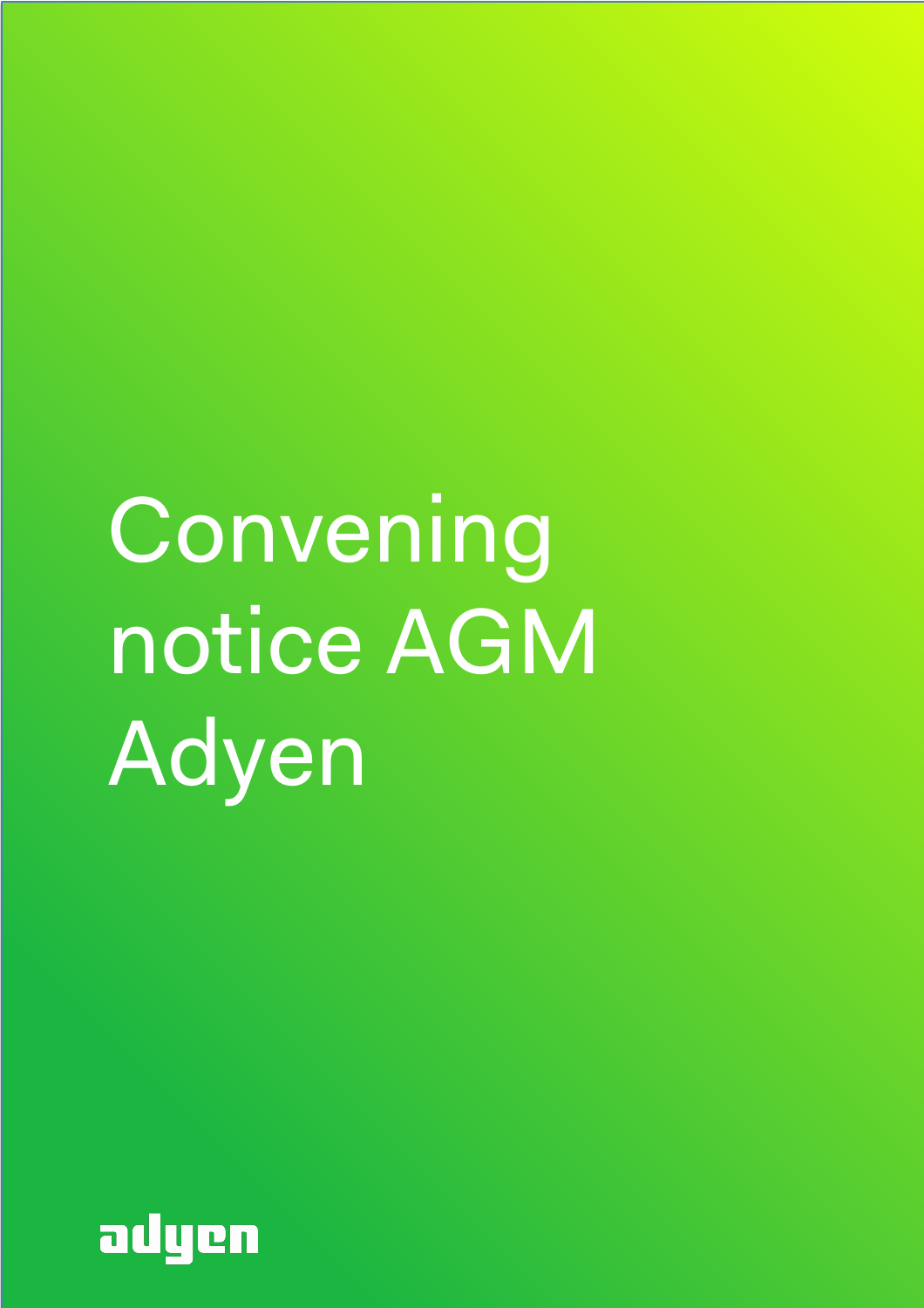# Convening notice AGM Adyen

adyen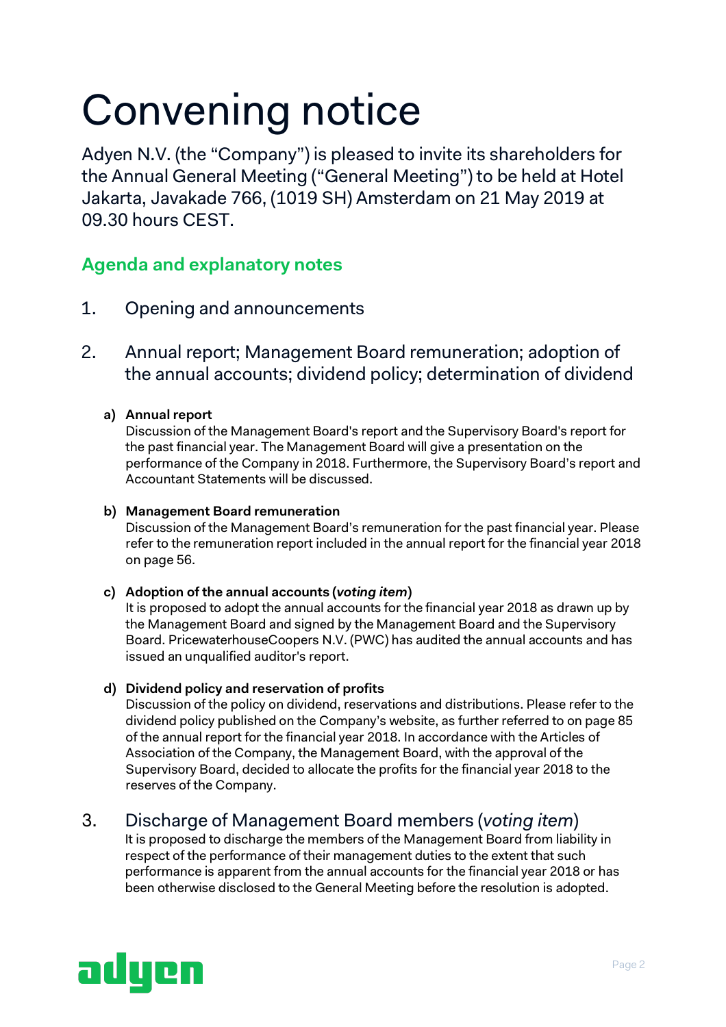# Convening notice

Adyen N.V. (the "Company") is pleased to invite its shareholders for the Annual General Meeting ("General Meeting") to be held at Hotel Jakarta, Javakade 766, (1019 SH) Amsterdam on 21 May 2019 at 09.30 hours CEST.

## Agenda and explanatory notes

1. Opening and announcements

2. Annual report; Management Board remuneration; adoption of the annual accounts; dividend policy; determination of dividend

   a) **Annual report**
   Discussion of the Management Board's report and the Supervisory Board's report for the past financial year. The Management Board will give a presentation on the performance of the Company in 2018. Furthermore, the Supervisory Board's report and Accountant Statements will be discussed.

   b) **Management Board remuneration**
   Discussion of the Management Board's remuneration for the past financial year. Please refer to the remuneration report included in the annual report for the financial year 2018 on page 56.

   c) **Adoption of the annual accounts (*voting item*)**
   It is proposed to adopt the annual accounts for the financial year 2018 as drawn up by the Management Board and signed by the Management Board and the Supervisory Board. PricewaterhouseCoopers N.V. (PWC) has audited the annual accounts and has issued an unqualified auditor's report.

   d) **Dividend policy and reservation of profits**
   Discussion of the policy on dividend, reservations and distributions. Please refer to the dividend policy published on the Company's website, as further referred to on page 85 of the annual report for the financial year 2018. In accordance with the Articles of Association of the Company, the Management Board, with the approval of the Supervisory Board, decided to allocate the profits for the financial year 2018 to the reserves of the Company.

3. Discharge of Management Board members (*voting item*)
   It is proposed to discharge the members of the Management Board from liability in respect of the performance of their management duties to the extent that such performance is apparent from the annual accounts for the financial year 2018 or has been otherwise disclosed to the General Meeting before the resolution is adopted.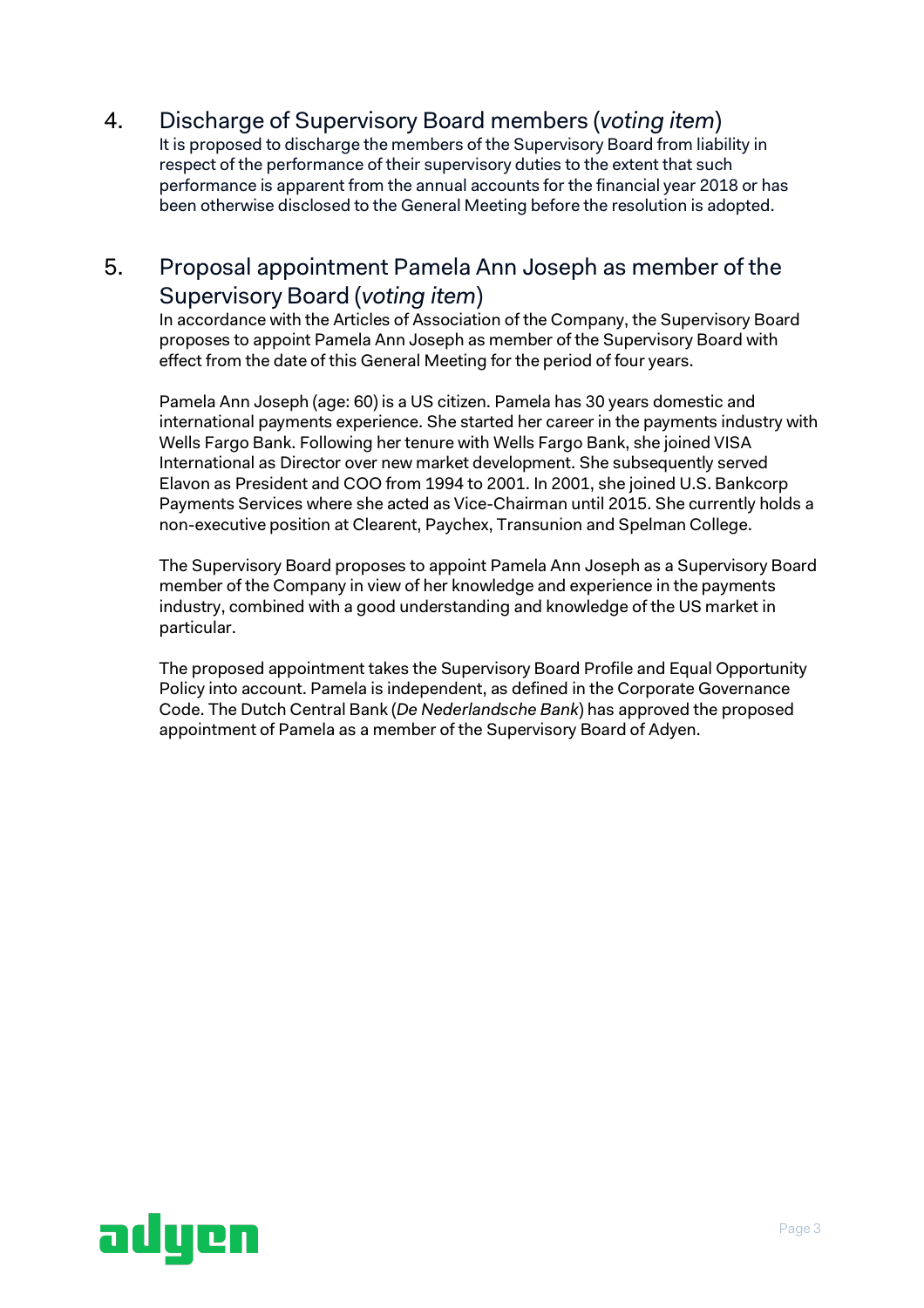## 4. Discharge of Supervisory Board members (*voting item*)

It is proposed to discharge the members of the Supervisory Board from liability in respect of the performance of their supervisory duties to the extent that such performance is apparent from the annual accounts for the financial year 2018 or has been otherwise disclosed to the General Meeting before the resolution is adopted.

## 5. Proposal appointment Pamela Ann Joseph as member of the Supervisory Board (*voting item*)

In accordance with the Articles of Association of the Company, the Supervisory Board proposes to appoint Pamela Ann Joseph as member of the Supervisory Board with effect from the date of this General Meeting for the period of four years.

Pamela Ann Joseph (age: 60) is a US citizen. Pamela has 30 years domestic and international payments experience. She started her career in the payments industry with Wells Fargo Bank. Following her tenure with Wells Fargo Bank, she joined VISA International as Director over new market development. She subsequently served Elavon as President and COO from 1994 to 2001. In 2001, she joined U.S. Bankcorp Payments Services where she acted as Vice-Chairman until 2015. She currently holds a non-executive position at Clearent, Paychex, Transunion and Spelman College.

The Supervisory Board proposes to appoint Pamela Ann Joseph as a Supervisory Board member of the Company in view of her knowledge and experience in the payments industry, combined with a good understanding and knowledge of the US market in particular.

The proposed appointment takes the Supervisory Board Profile and Equal Opportunity Policy into account. Pamela is independent, as defined in the Corporate Governance Code. The Dutch Central Bank (*De Nederlandsche Bank*) has approved the proposed appointment of Pamela as a member of the Supervisory Board of Adyen.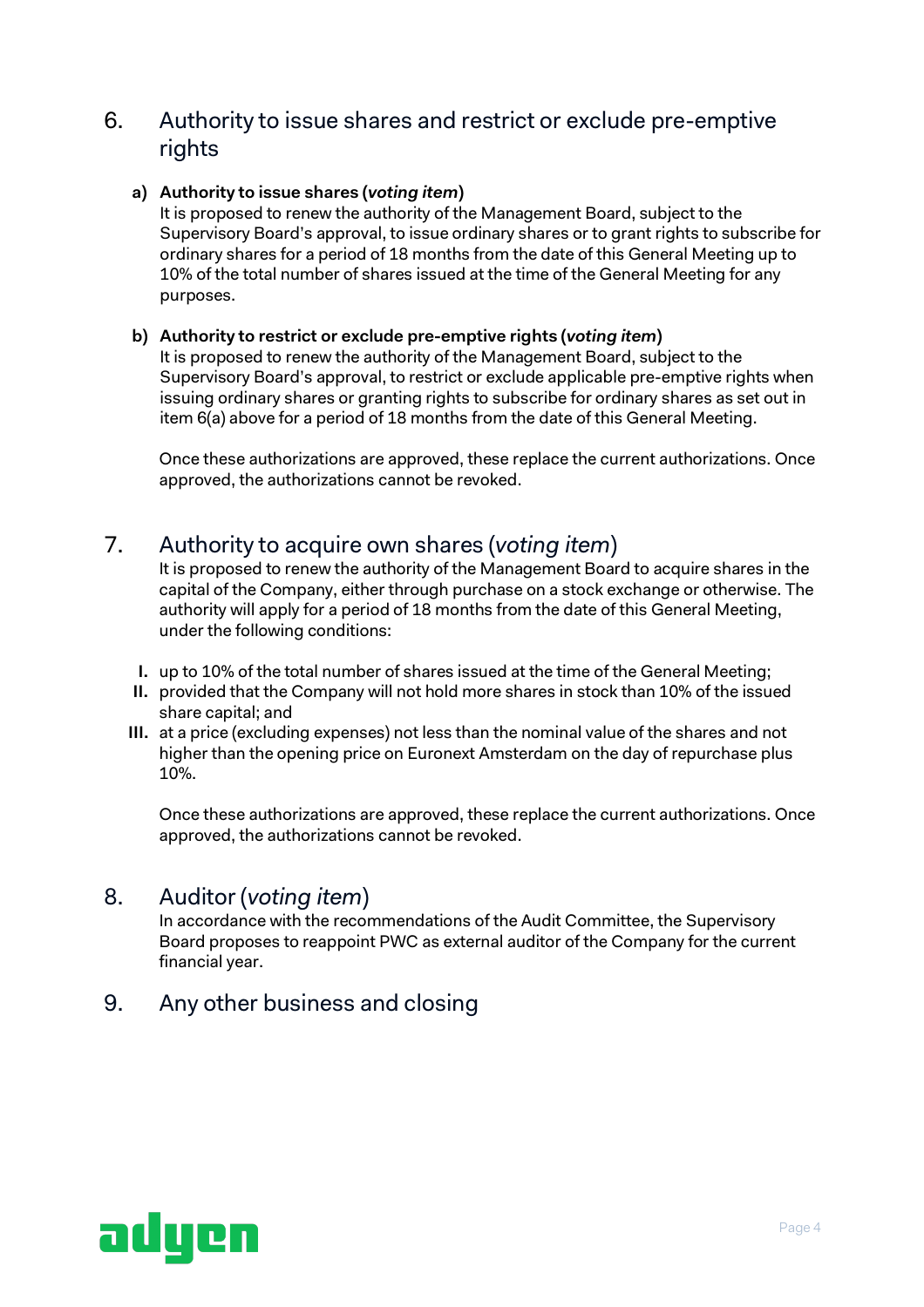## 6. Authority to issue shares and restrict or exclude pre-emptive rights

**a) Authority to issue shares (*voting item*)**

It is proposed to renew the authority of the Management Board, subject to the Supervisory Board's approval, to issue ordinary shares or to grant rights to subscribe for ordinary shares for a period of 18 months from the date of this General Meeting up to 10% of the total number of shares issued at the time of the General Meeting for any purposes.

**b) Authority to restrict or exclude pre-emptive rights (*voting item*)**

It is proposed to renew the authority of the Management Board, subject to the Supervisory Board's approval, to restrict or exclude applicable pre-emptive rights when issuing ordinary shares or granting rights to subscribe for ordinary shares as set out in item 6(a) above for a period of 18 months from the date of this General Meeting.

Once these authorizations are approved, these replace the current authorizations. Once approved, the authorizations cannot be revoked.

## 7. Authority to acquire own shares (*voting item*)

It is proposed to renew the authority of the Management Board to acquire shares in the capital of the Company, either through purchase on a stock exchange or otherwise. The authority will apply for a period of 18 months from the date of this General Meeting, under the following conditions:

- **I.** up to 10% of the total number of shares issued at the time of the General Meeting;
- **II.** provided that the Company will not hold more shares in stock than 10% of the issued share capital; and
- **III.** at a price (excluding expenses) not less than the nominal value of the shares and not higher than the opening price on Euronext Amsterdam on the day of repurchase plus 10%.

Once these authorizations are approved, these replace the current authorizations. Once approved, the authorizations cannot be revoked.

## 8. Auditor (*voting item*)

In accordance with the recommendations of the Audit Committee, the Supervisory Board proposes to reappoint PWC as external auditor of the Company for the current financial year.

## 9. Any other business and closing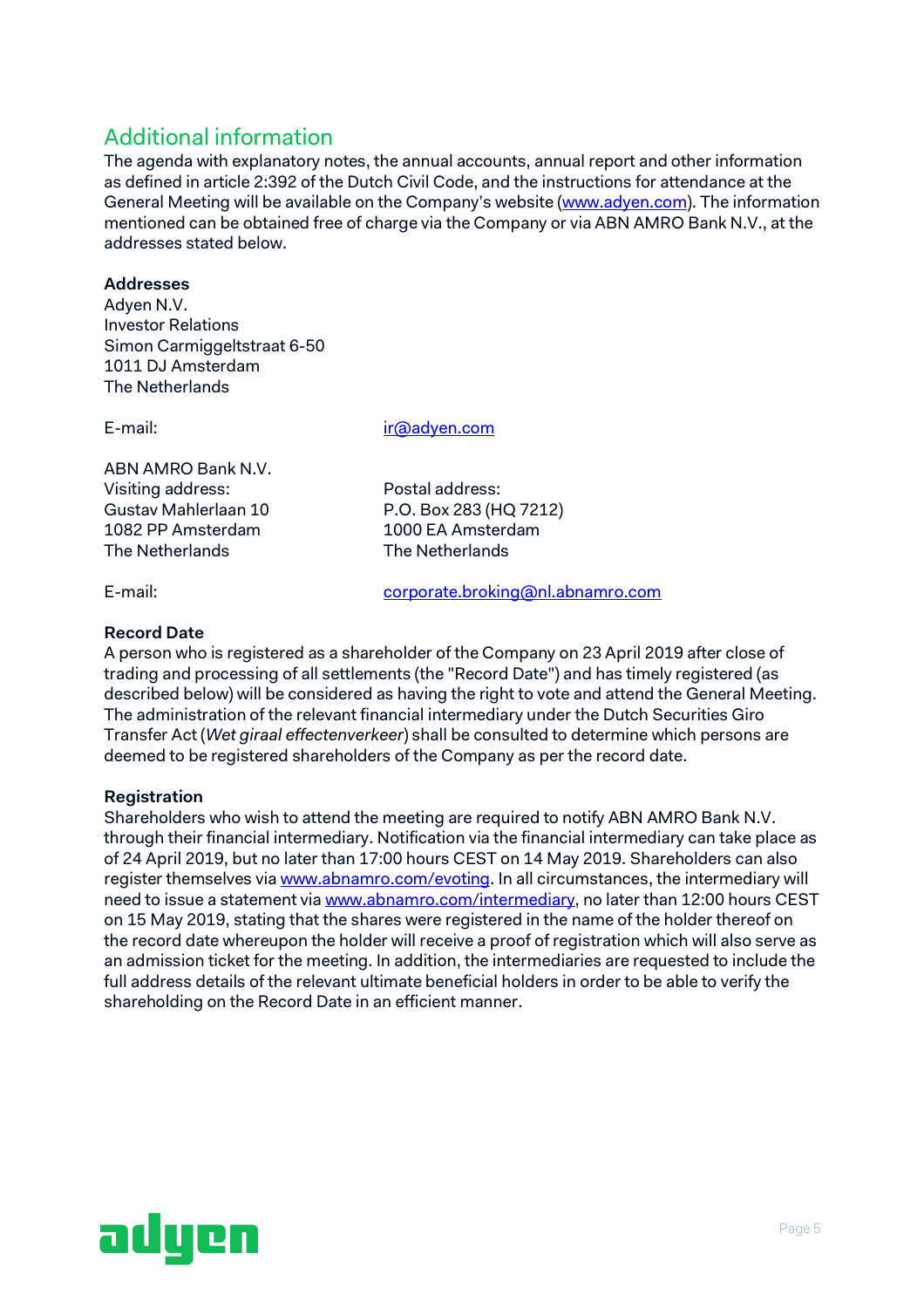## Additional information

The agenda with explanatory notes, the annual accounts, annual report and other information as defined in article 2:392 of the Dutch Civil Code, and the instructions for attendance at the General Meeting will be available on the Company's website (www.adyen.com). The information mentioned can be obtained free of charge via the Company or via ABN AMRO Bank N.V., at the addresses stated below.

**Addresses**

Adyen N.V.
Investor Relations
Simon Carmiggeltstraat 6-50
1011 DJ Amsterdam
The Netherlands

E-mail: ir@adyen.com

ABN AMRO Bank N.V.

Visiting address:
Gustav Mahlerlaan 10
1082 PP Amsterdam
The Netherlands

Postal address:
P.O. Box 283 (HQ 7212)
1000 EA Amsterdam
The Netherlands

E-mail: corporate.broking@nl.abnamro.com

**Record Date**

A person who is registered as a shareholder of the Company on 23 April 2019 after close of trading and processing of all settlements (the "Record Date") and has timely registered (as described below) will be considered as having the right to vote and attend the General Meeting. The administration of the relevant financial intermediary under the Dutch Securities Giro Transfer Act (*Wet giraal effectenverkeer*) shall be consulted to determine which persons are deemed to be registered shareholders of the Company as per the record date.

**Registration**

Shareholders who wish to attend the meeting are required to notify ABN AMRO Bank N.V. through their financial intermediary. Notification via the financial intermediary can take place as of 24 April 2019, but no later than 17:00 hours CEST on 14 May 2019. Shareholders can also register themselves via www.abnamro.com/evoting. In all circumstances, the intermediary will need to issue a statement via www.abnamro.com/intermediary, no later than 12:00 hours CEST on 15 May 2019, stating that the shares were registered in the name of the holder thereof on the record date whereupon the holder will receive a proof of registration which will also serve as an admission ticket for the meeting. In addition, the intermediaries are requested to include the full address details of the relevant ultimate beneficial holders in order to be able to verify the shareholding on the Record Date in an efficient manner.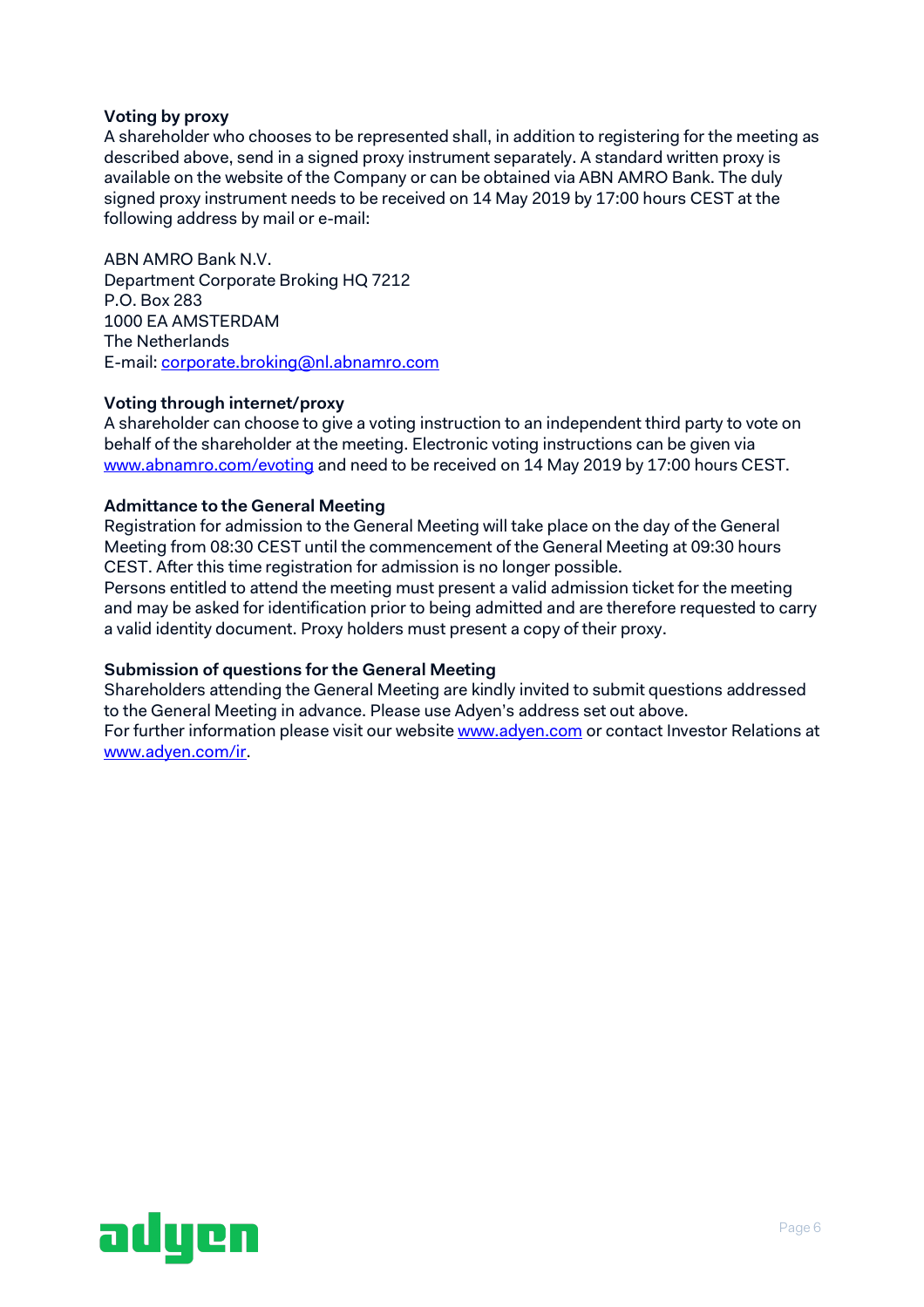**Voting by proxy**

A shareholder who chooses to be represented shall, in addition to registering for the meeting as described above, send in a signed proxy instrument separately. A standard written proxy is available on the website of the Company or can be obtained via ABN AMRO Bank. The duly signed proxy instrument needs to be received on 14 May 2019 by 17:00 hours CEST at the following address by mail or e-mail:

ABN AMRO Bank N.V.
Department Corporate Broking HQ 7212
P.O. Box 283
1000 EA AMSTERDAM
The Netherlands
E-mail: corporate.broking@nl.abnamro.com

**Voting through internet/proxy**

A shareholder can choose to give a voting instruction to an independent third party to vote on behalf of the shareholder at the meeting. Electronic voting instructions can be given via www.abnamro.com/evoting and need to be received on 14 May 2019 by 17:00 hours CEST.

**Admittance to the General Meeting**

Registration for admission to the General Meeting will take place on the day of the General Meeting from 08:30 CEST until the commencement of the General Meeting at 09:30 hours CEST. After this time registration for admission is no longer possible.
Persons entitled to attend the meeting must present a valid admission ticket for the meeting and may be asked for identification prior to being admitted and are therefore requested to carry a valid identity document. Proxy holders must present a copy of their proxy.

**Submission of questions for the General Meeting**

Shareholders attending the General Meeting are kindly invited to submit questions addressed to the General Meeting in advance. Please use Adyen's address set out above.
For further information please visit our website www.adyen.com or contact Investor Relations at www.adyen.com/ir.